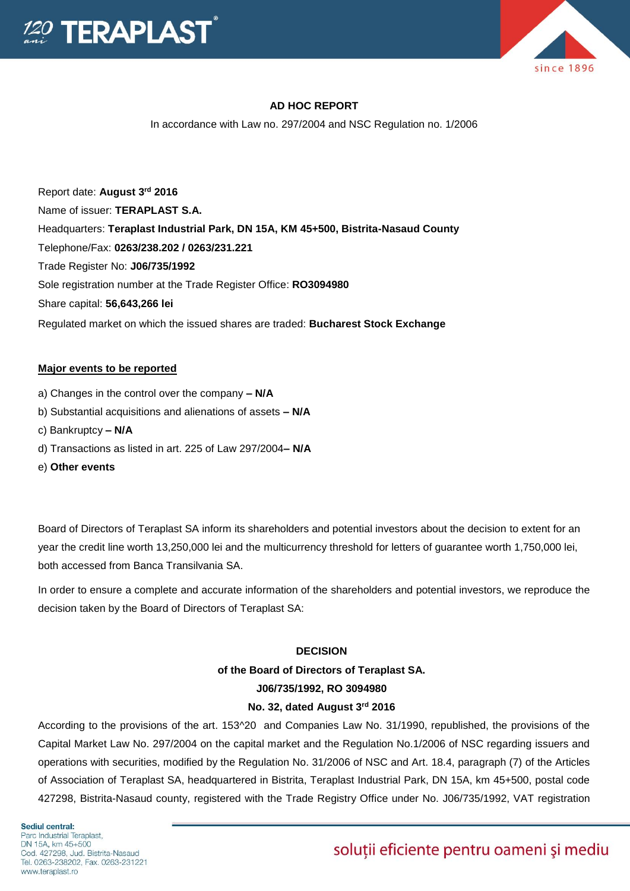**AD HOC REPORT**

In accordance with Law no. 297/2004 and NSC Regulation no. 1/2006

Report date: **August 3rd 2016**

Name of issuer: **TERAPLAST S.A.**

Headquarters: **Teraplast Industrial Park, DN 15A, KM 45+500, Bistrita-Nasaud County**

Telephone/Fax: **0263/238.202 / 0263/231.221**

Trade Register No: **J06/735/1992**

Sole registration number at the Trade Register Office: **RO3094980**

Share capital: **56,643,266 lei**

Regulated market on which the issued shares are traded: **Bucharest Stock Exchange**

**Major events to be reported**

a) Changes in the control over the company **– N/A**

b) Substantial acquisitions and alienations of assets **– N/A**

c) Bankruptcy **– N/A**

d) Transactions as listed in art. 225 of Law 297/2004**– N/A**

e) **Other events**

Board of Directors of Teraplast SA inform its shareholders and potential investors about the decision to extent for an year the credit line worth 13,250,000 lei and the multicurrency threshold for letters of guarantee worth 1,750,000 lei, both accessed from Banca Transilvania SA.

In order to ensure a complete and accurate information of the shareholders and potential investors, we reproduce the decision taken by the Board of Directors of Teraplast SA:

**DECISION**

**of the Board of Directors of Teraplast SA.**

**J06/735/1992, RO 3094980**

**No. 32, dated August 3rd 2016**

According to the provisions of the art. 153^20 and Companies Law No. 31/1990, republished, the provisions of the Capital Market Law No. 297/2004 on the capital market and the Regulation No.1/2006 of NSC regarding issuers and operations with securities, modified by the Regulation No. 31/2006 of NSC and Art. 18.4, paragraph (7) of the Articles of Association of Teraplast SA, headquartered in Bistrita, Teraplast Industrial Park, DN 15A, km 45+500, postal code 427298, Bistrita-Nasaud county, registered with the Trade Registry Office under No. J06/735/1992, VAT registration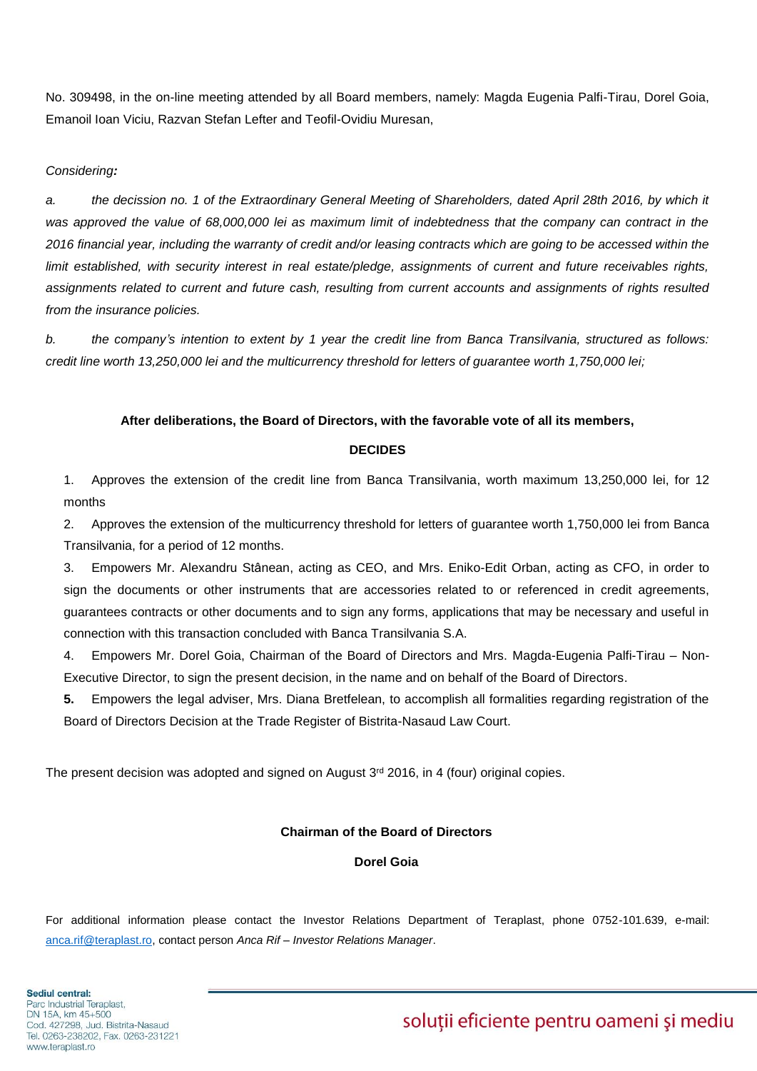No. 309498, in the on-line meeting attended by all Board members, namely: Magda Eugenia Palfi-Tirau, Dorel Goia, Emanoil Ioan Viciu, Razvan Stefan Lefter and Teofil-Ovidiu Muresan,

*Considering:*

*a. the decission no. 1 of the Extraordinary General Meeting of Shareholders, dated April 28th 2016, by which it was approved the value of 68,000,000 lei as maximum limit of indebtedness that the company can contract in the 2016 financial year, including the warranty of credit and/or leasing contracts which are going to be accessed within the limit established, with security interest in real estate/pledge, assignments of current and future receivables rights, assignments related to current and future cash, resulting from current accounts and assignments of rights resulted from the insurance policies.*

*b. the company's intention to extent by 1 year the credit line from Banca Transilvania, structured as follows: credit line worth 13,250,000 lei and the multicurrency threshold for letters of guarantee worth 1,750,000 lei;*

**After deliberations, the Board of Directors, with the favorable vote of all its members,**

**DECIDES**

1. Approves the extension of the credit line from Banca Transilvania, worth maximum 13,250,000 lei, for 12 months
2. Approves the extension of the multicurrency threshold for letters of guarantee worth 1,750,000 lei from Banca Transilvania, for a period of 12 months.
3. Empowers Mr. Alexandru Stânean, acting as CEO, and Mrs. Eniko-Edit Orban, acting as CFO, in order to sign the documents or other instruments that are accessories related to or referenced in credit agreements, guarantees contracts or other documents and to sign any forms, applications that may be necessary and useful in connection with this transaction concluded with Banca Transilvania S.A.
4. Empowers Mr. Dorel Goia, Chairman of the Board of Directors and Mrs. Magda-Eugenia Palfi-Tirau – Non-Executive Director, to sign the present decision, in the name and on behalf of the Board of Directors.
5. Empowers the legal adviser, Mrs. Diana Bretfelean, to accomplish all formalities regarding registration of the Board of Directors Decision at the Trade Register of Bistrita-Nasaud Law Court.

The present decision was adopted and signed on August 3rd 2016, in 4 (four) original copies.

**Chairman of the Board of Directors**

**Dorel Goia**

For additional information please contact the Investor Relations Department of Teraplast, phone 0752-101.639, e-mail: anca.rif@teraplast.ro, contact person *Anca Rif – Investor Relations Manager*.

**Sediul central:**
Parc Industrial Teraplast,
DN 15A, km 45+500
Cod. 427298, Jud. Bistrita-Nasaud
Tel. 0263-238202, Fax. 0263-231221
www.teraplast.ro

soluții eficiente pentru oameni şi mediu